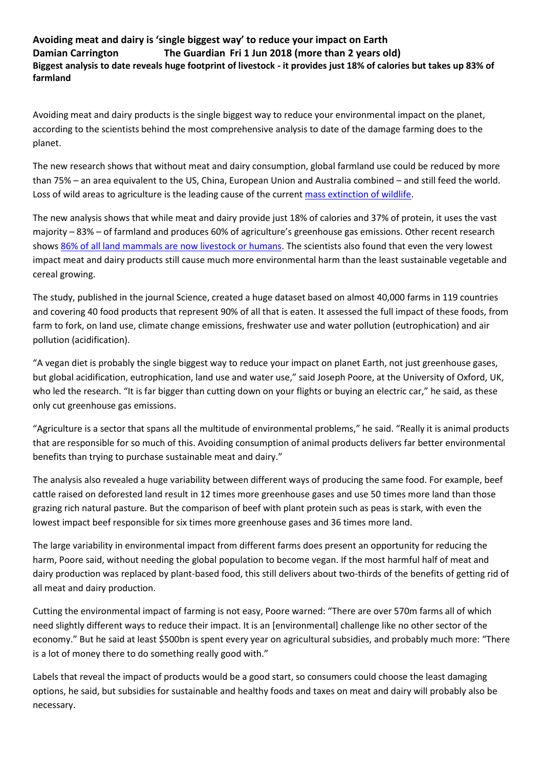**Avoiding meat and dairy is 'single biggest way' to reduce your impact on Earth**
**Damian Carrington The Guardian Fri 1 Jun 2018 (more than 2 years old)**
**Biggest analysis to date reveals huge footprint of livestock - it provides just 18% of calories but takes up 83% of farmland**

Avoiding meat and dairy products is the single biggest way to reduce your environmental impact on the planet, according to the scientists behind the most comprehensive analysis to date of the damage farming does to the planet.

The new research shows that without meat and dairy consumption, global farmland use could be reduced by more than 75% – an area equivalent to the US, China, European Union and Australia combined – and still feed the world. Loss of wild areas to agriculture is the leading cause of the current mass extinction of wildlife.

The new analysis shows that while meat and dairy provide just 18% of calories and 37% of protein, it uses the vast majority – 83% – of farmland and produces 60% of agriculture's greenhouse gas emissions. Other recent research shows 86% of all land mammals are now livestock or humans. The scientists also found that even the very lowest impact meat and dairy products still cause much more environmental harm than the least sustainable vegetable and cereal growing.

The study, published in the journal Science, created a huge dataset based on almost 40,000 farms in 119 countries and covering 40 food products that represent 90% of all that is eaten. It assessed the full impact of these foods, from farm to fork, on land use, climate change emissions, freshwater use and water pollution (eutrophication) and air pollution (acidification).

"A vegan diet is probably the single biggest way to reduce your impact on planet Earth, not just greenhouse gases, but global acidification, eutrophication, land use and water use," said Joseph Poore, at the University of Oxford, UK, who led the research. "It is far bigger than cutting down on your flights or buying an electric car," he said, as these only cut greenhouse gas emissions.

"Agriculture is a sector that spans all the multitude of environmental problems," he said. "Really it is animal products that are responsible for so much of this. Avoiding consumption of animal products delivers far better environmental benefits than trying to purchase sustainable meat and dairy."

The analysis also revealed a huge variability between different ways of producing the same food. For example, beef cattle raised on deforested land result in 12 times more greenhouse gases and use 50 times more land than those grazing rich natural pasture. But the comparison of beef with plant protein such as peas is stark, with even the lowest impact beef responsible for six times more greenhouse gases and 36 times more land.

The large variability in environmental impact from different farms does present an opportunity for reducing the harm, Poore said, without needing the global population to become vegan. If the most harmful half of meat and dairy production was replaced by plant-based food, this still delivers about two-thirds of the benefits of getting rid of all meat and dairy production.

Cutting the environmental impact of farming is not easy, Poore warned: "There are over 570m farms all of which need slightly different ways to reduce their impact. It is an [environmental] challenge like no other sector of the economy." But he said at least $500bn is spent every year on agricultural subsidies, and probably much more: "There is a lot of money there to do something really good with."

Labels that reveal the impact of products would be a good start, so consumers could choose the least damaging options, he said, but subsidies for sustainable and healthy foods and taxes on meat and dairy will probably also be necessary.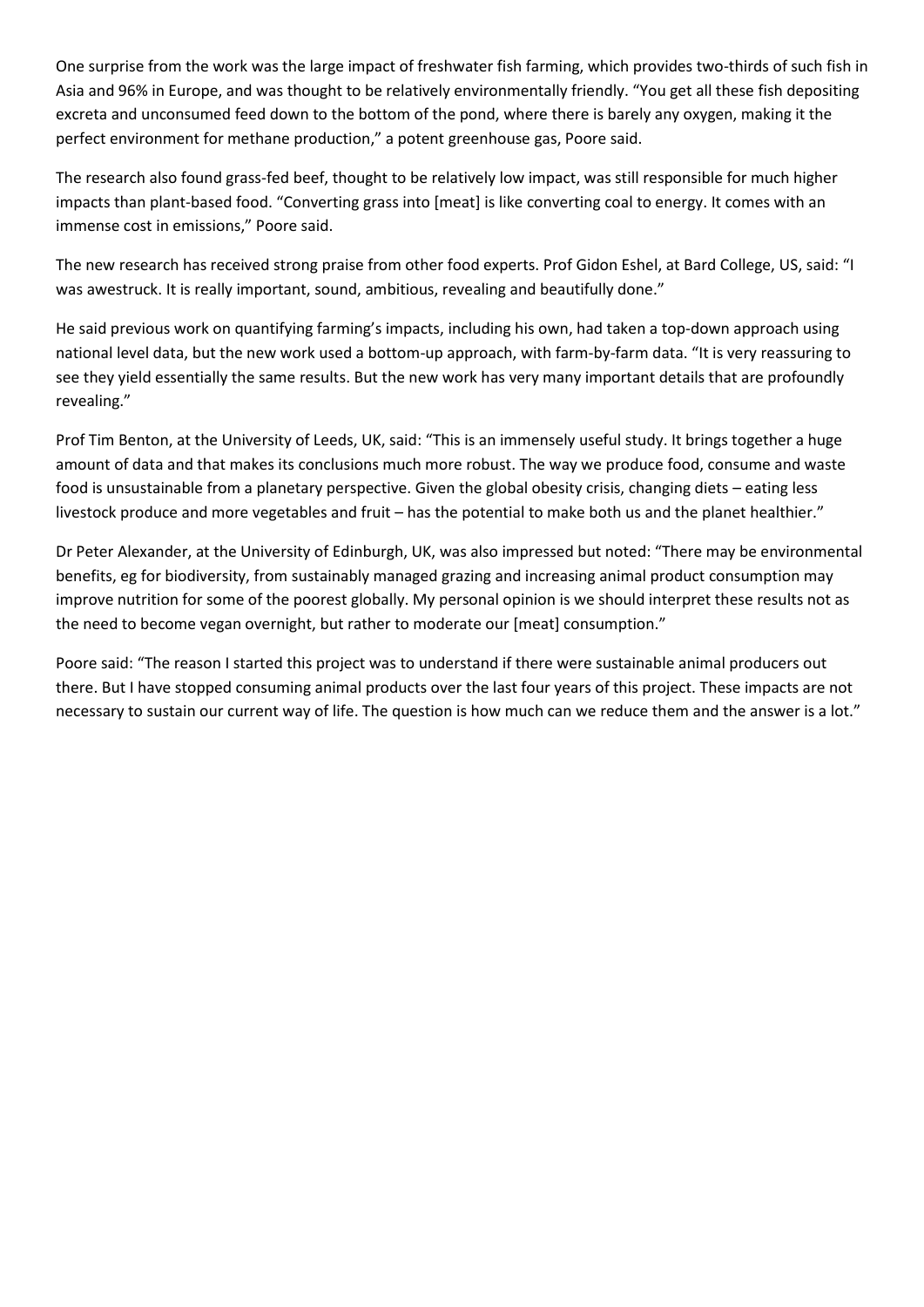One surprise from the work was the large impact of freshwater fish farming, which provides two-thirds of such fish in Asia and 96% in Europe, and was thought to be relatively environmentally friendly. "You get all these fish depositing excreta and unconsumed feed down to the bottom of the pond, where there is barely any oxygen, making it the perfect environment for methane production," a potent greenhouse gas, Poore said.

The research also found grass-fed beef, thought to be relatively low impact, was still responsible for much higher impacts than plant-based food. "Converting grass into [meat] is like converting coal to energy. It comes with an immense cost in emissions," Poore said.

The new research has received strong praise from other food experts. Prof Gidon Eshel, at Bard College, US, said: "I was awestruck. It is really important, sound, ambitious, revealing and beautifully done."

He said previous work on quantifying farming's impacts, including his own, had taken a top-down approach using national level data, but the new work used a bottom-up approach, with farm-by-farm data. "It is very reassuring to see they yield essentially the same results. But the new work has very many important details that are profoundly revealing."

Prof Tim Benton, at the University of Leeds, UK, said: "This is an immensely useful study. It brings together a huge amount of data and that makes its conclusions much more robust. The way we produce food, consume and waste food is unsustainable from a planetary perspective. Given the global obesity crisis, changing diets – eating less livestock produce and more vegetables and fruit – has the potential to make both us and the planet healthier."

Dr Peter Alexander, at the University of Edinburgh, UK, was also impressed but noted: "There may be environmental benefits, eg for biodiversity, from sustainably managed grazing and increasing animal product consumption may improve nutrition for some of the poorest globally. My personal opinion is we should interpret these results not as the need to become vegan overnight, but rather to moderate our [meat] consumption."

Poore said: "The reason I started this project was to understand if there were sustainable animal producers out there. But I have stopped consuming animal products over the last four years of this project. These impacts are not necessary to sustain our current way of life. The question is how much can we reduce them and the answer is a lot."